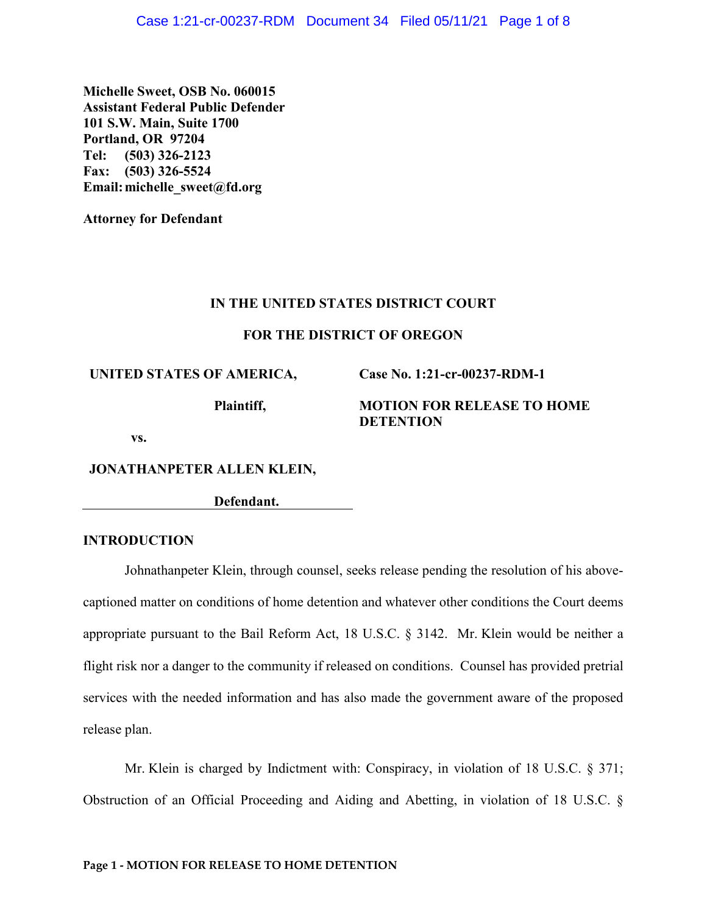**Michelle Sweet, OSB No. 060015**
**Assistant Federal Public Defender**
**101 S.W. Main, Suite 1700**
**Portland, OR 97204**
**Tel: (503) 326-2123**
**Fax: (503) 326-5524**
**Email: michelle_sweet@fd.org**

**Attorney for Defendant**

**IN THE UNITED STATES DISTRICT COURT**

**FOR THE DISTRICT OF OREGON**

| | |
|---|---|
| **UNITED STATES OF AMERICA,** | **Case No. 1:21-cr-00237-RDM-1** |
| **Plaintiff,** | **MOTION FOR RELEASE TO HOME DETENTION** |
| **vs.** | |
| **JONATHANPETER ALLEN KLEIN,** | |
| **Defendant.** | |

## INTRODUCTION

Johnathanpeter Klein, through counsel, seeks release pending the resolution of his above-captioned matter on conditions of home detention and whatever other conditions the Court deems appropriate pursuant to the Bail Reform Act, 18 U.S.C. § 3142. Mr. Klein would be neither a flight risk nor a danger to the community if released on conditions. Counsel has provided pretrial services with the needed information and has also made the government aware of the proposed release plan.

Mr. Klein is charged by Indictment with: Conspiracy, in violation of 18 U.S.C. § 371; Obstruction of an Official Proceeding and Aiding and Abetting, in violation of 18 U.S.C. §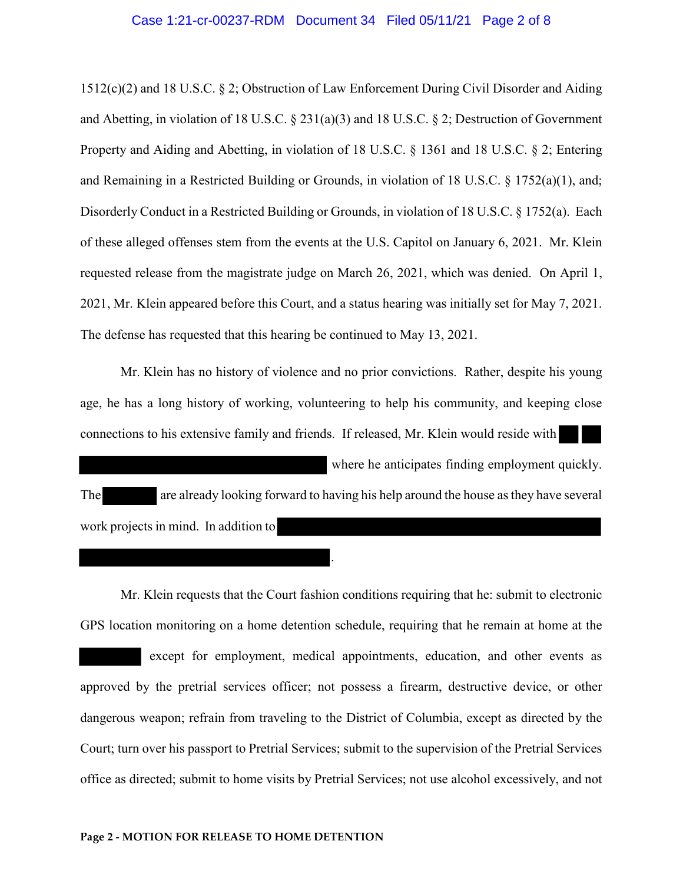1512(c)(2) and 18 U.S.C. § 2; Obstruction of Law Enforcement During Civil Disorder and Aiding and Abetting, in violation of 18 U.S.C. § 231(a)(3) and 18 U.S.C. § 2; Destruction of Government Property and Aiding and Abetting, in violation of 18 U.S.C. § 1361 and 18 U.S.C. § 2; Entering and Remaining in a Restricted Building or Grounds, in violation of 18 U.S.C. § 1752(a)(1), and; Disorderly Conduct in a Restricted Building or Grounds, in violation of 18 U.S.C. § 1752(a). Each of these alleged offenses stem from the events at the U.S. Capitol on January 6, 2021. Mr. Klein requested release from the magistrate judge on March 26, 2021, which was denied. On April 1, 2021, Mr. Klein appeared before this Court, and a status hearing was initially set for May 7, 2021. The defense has requested that this hearing be continued to May 13, 2021.

Mr. Klein has no history of violence and no prior convictions. Rather, despite his young age, he has a long history of working, volunteering to help his community, and keeping close connections to his extensive family and friends. If released, Mr. Klein would reside with [REDACTED] where he anticipates finding employment quickly. The [REDACTED] are already looking forward to having his help around the house as they have several work projects in mind. In addition to [REDACTED].

Mr. Klein requests that the Court fashion conditions requiring that he: submit to electronic GPS location monitoring on a home detention schedule, requiring that he remain at home at the [REDACTED] except for employment, medical appointments, education, and other events as approved by the pretrial services officer; not possess a firearm, destructive device, or other dangerous weapon; refrain from traveling to the District of Columbia, except as directed by the Court; turn over his passport to Pretrial Services; submit to the supervision of the Pretrial Services office as directed; submit to home visits by Pretrial Services; not use alcohol excessively, and not

**Page 2 - MOTION FOR RELEASE TO HOME DETENTION**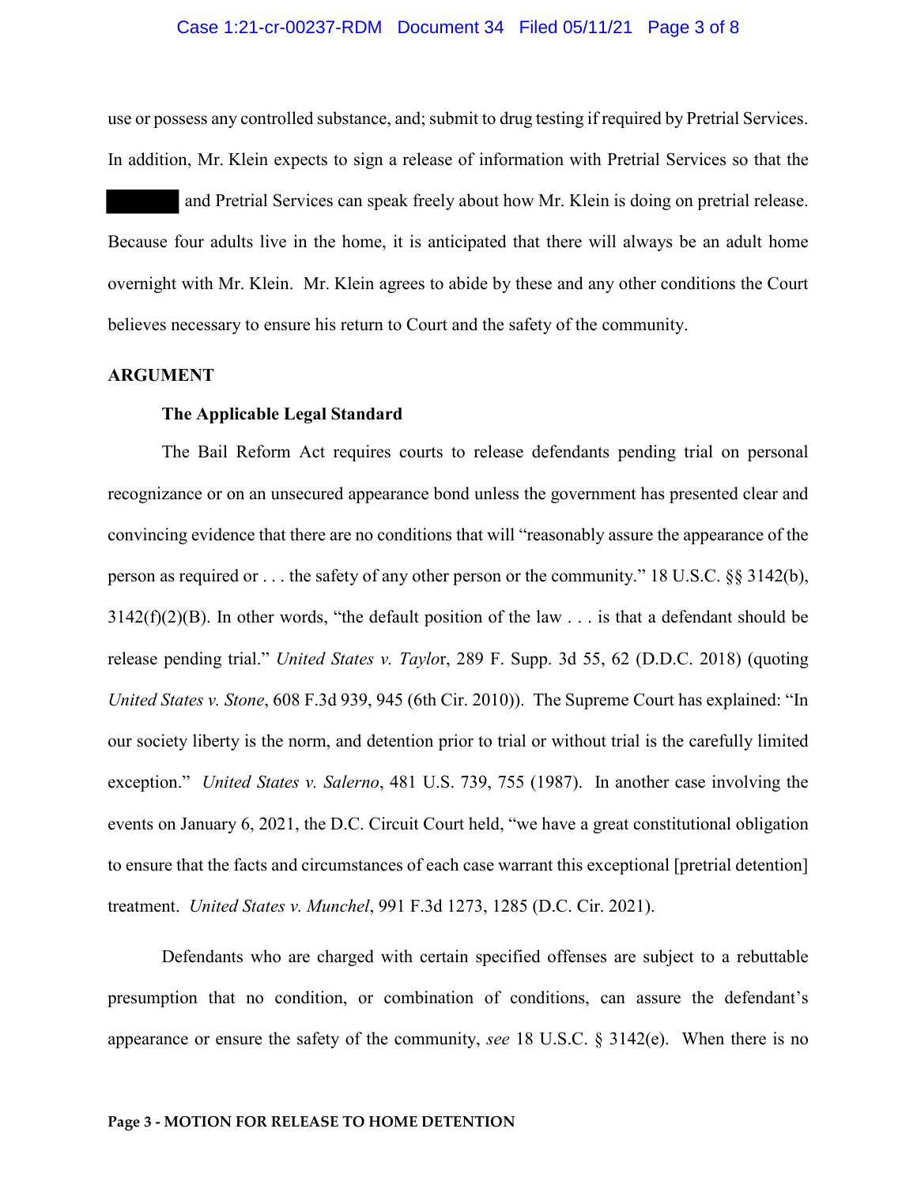use or possess any controlled substance, and; submit to drug testing if required by Pretrial Services. In addition, Mr. Klein expects to sign a release of information with Pretrial Services so that the ████ and Pretrial Services can speak freely about how Mr. Klein is doing on pretrial release. Because four adults live in the home, it is anticipated that there will always be an adult home overnight with Mr. Klein. Mr. Klein agrees to abide by these and any other conditions the Court believes necessary to ensure his return to Court and the safety of the community.

## ARGUMENT

### The Applicable Legal Standard

The Bail Reform Act requires courts to release defendants pending trial on personal recognizance or on an unsecured appearance bond unless the government has presented clear and convincing evidence that there are no conditions that will "reasonably assure the appearance of the person as required or . . . the safety of any other person or the community." 18 U.S.C. §§ 3142(b), 3142(f)(2)(B). In other words, "the default position of the law . . . is that a defendant should be release pending trial." *United States v. Taylo*r, 289 F. Supp. 3d 55, 62 (D.D.C. 2018) (quoting *United States v. Stone*, 608 F.3d 939, 945 (6th Cir. 2010)). The Supreme Court has explained: "In our society liberty is the norm, and detention prior to trial or without trial is the carefully limited exception." *United States v. Salerno*, 481 U.S. 739, 755 (1987). In another case involving the events on January 6, 2021, the D.C. Circuit Court held, "we have a great constitutional obligation to ensure that the facts and circumstances of each case warrant this exceptional [pretrial detention] treatment. *United States v. Munchel*, 991 F.3d 1273, 1285 (D.C. Cir. 2021).

Defendants who are charged with certain specified offenses are subject to a rebuttable presumption that no condition, or combination of conditions, can assure the defendant's appearance or ensure the safety of the community, *see* 18 U.S.C. § 3142(e). When there is no

**Page 3 - MOTION FOR RELEASE TO HOME DETENTION**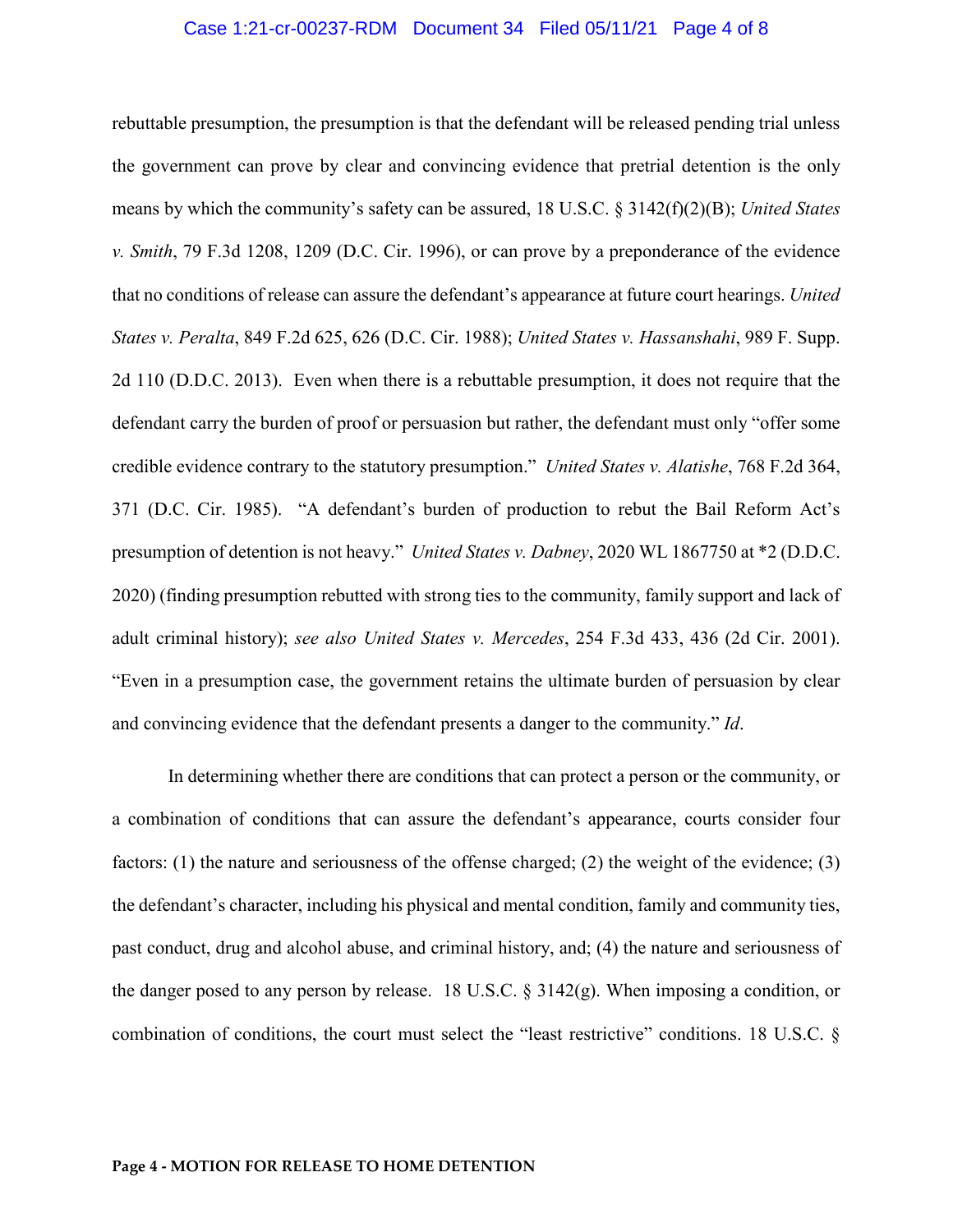rebuttable presumption, the presumption is that the defendant will be released pending trial unless the government can prove by clear and convincing evidence that pretrial detention is the only means by which the community's safety can be assured, 18 U.S.C. § 3142(f)(2)(B); *United States v. Smith*, 79 F.3d 1208, 1209 (D.C. Cir. 1996), or can prove by a preponderance of the evidence that no conditions of release can assure the defendant's appearance at future court hearings. *United States v. Peralta*, 849 F.2d 625, 626 (D.C. Cir. 1988); *United States v. Hassanshahi*, 989 F. Supp. 2d 110 (D.D.C. 2013). Even when there is a rebuttable presumption, it does not require that the defendant carry the burden of proof or persuasion but rather, the defendant must only "offer some credible evidence contrary to the statutory presumption." *United States v. Alatishe*, 768 F.2d 364, 371 (D.C. Cir. 1985). "A defendant's burden of production to rebut the Bail Reform Act's presumption of detention is not heavy." *United States v. Dabney*, 2020 WL 1867750 at *2 (D.D.C. 2020) (finding presumption rebutted with strong ties to the community, family support and lack of adult criminal history); *see also United States v. Mercedes*, 254 F.3d 433, 436 (2d Cir. 2001). "Even in a presumption case, the government retains the ultimate burden of persuasion by clear and convincing evidence that the defendant presents a danger to the community." *Id*.

In determining whether there are conditions that can protect a person or the community, or a combination of conditions that can assure the defendant's appearance, courts consider four factors: (1) the nature and seriousness of the offense charged; (2) the weight of the evidence; (3) the defendant's character, including his physical and mental condition, family and community ties, past conduct, drug and alcohol abuse, and criminal history, and; (4) the nature and seriousness of the danger posed to any person by release. 18 U.S.C. § 3142(g). When imposing a condition, or combination of conditions, the court must select the "least restrictive" conditions. 18 U.S.C. §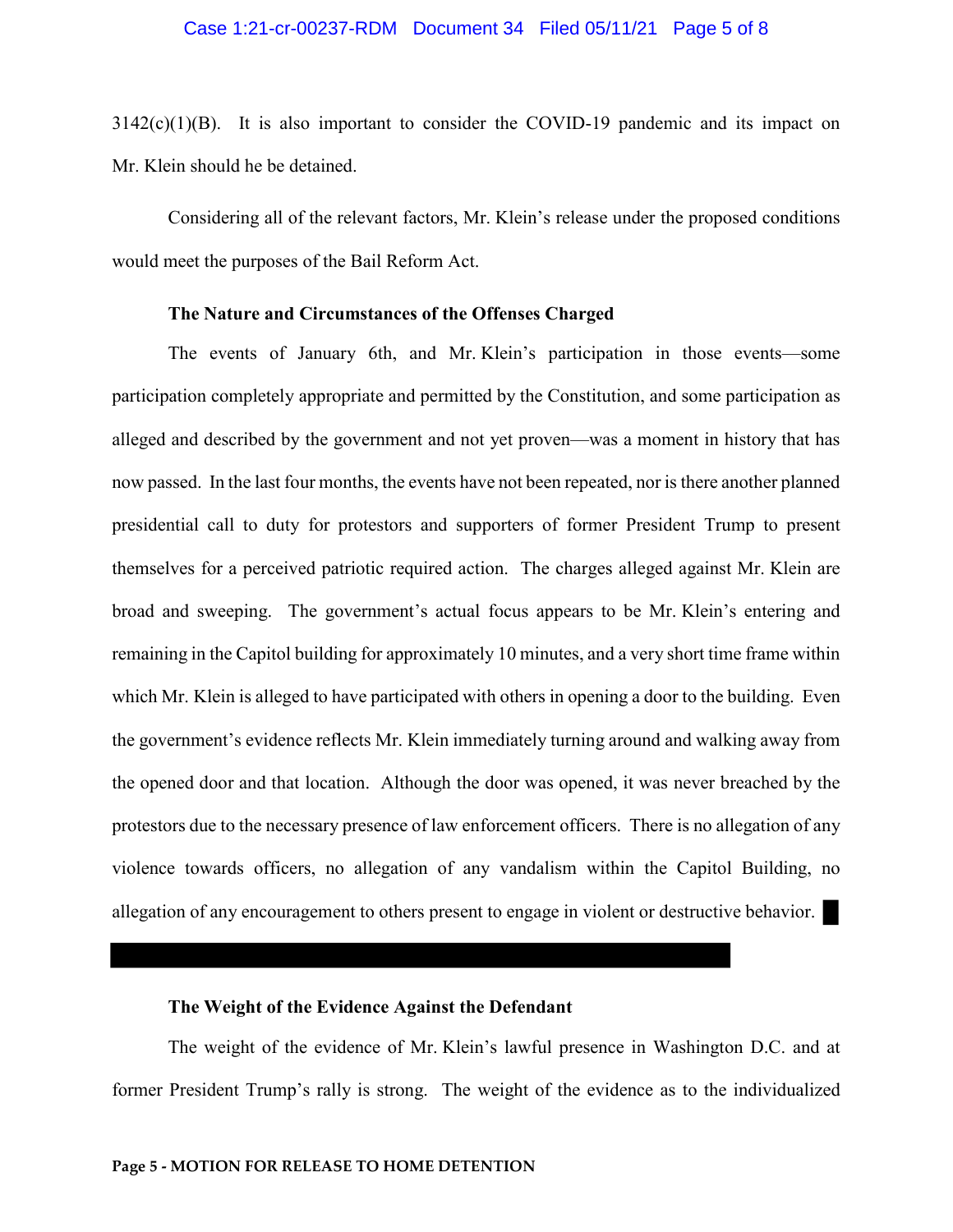3142(c)(1)(B). It is also important to consider the COVID-19 pandemic and its impact on Mr. Klein should he be detained.

Considering all of the relevant factors, Mr. Klein's release under the proposed conditions would meet the purposes of the Bail Reform Act.

**The Nature and Circumstances of the Offenses Charged**

The events of January 6th, and Mr. Klein's participation in those events—some participation completely appropriate and permitted by the Constitution, and some participation as alleged and described by the government and not yet proven—was a moment in history that has now passed. In the last four months, the events have not been repeated, nor is there another planned presidential call to duty for protestors and supporters of former President Trump to present themselves for a perceived patriotic required action. The charges alleged against Mr. Klein are broad and sweeping. The government's actual focus appears to be Mr. Klein's entering and remaining in the Capitol building for approximately 10 minutes, and a very short time frame within which Mr. Klein is alleged to have participated with others in opening a door to the building. Even the government's evidence reflects Mr. Klein immediately turning around and walking away from the opened door and that location. Although the door was opened, it was never breached by the protestors due to the necessary presence of law enforcement officers. There is no allegation of any violence towards officers, no allegation of any vandalism within the Capitol Building, no allegation of any encouragement to others present to engage in violent or destructive behavior.

**The Weight of the Evidence Against the Defendant**

The weight of the evidence of Mr. Klein's lawful presence in Washington D.C. and at former President Trump's rally is strong. The weight of the evidence as to the individualized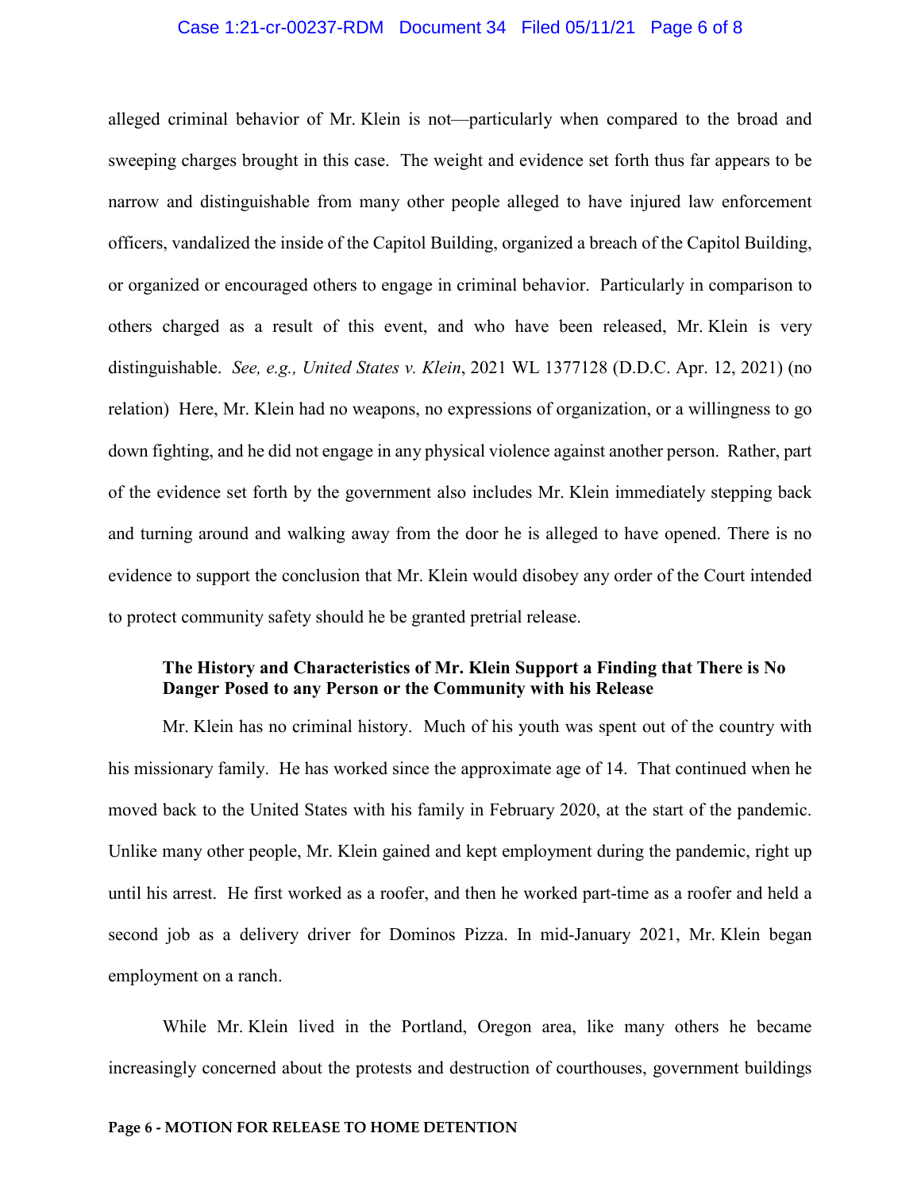alleged criminal behavior of Mr. Klein is not—particularly when compared to the broad and sweeping charges brought in this case. The weight and evidence set forth thus far appears to be narrow and distinguishable from many other people alleged to have injured law enforcement officers, vandalized the inside of the Capitol Building, organized a breach of the Capitol Building, or organized or encouraged others to engage in criminal behavior. Particularly in comparison to others charged as a result of this event, and who have been released, Mr. Klein is very distinguishable. *See, e.g., United States v. Klein*, 2021 WL 1377128 (D.D.C. Apr. 12, 2021) (no relation) Here, Mr. Klein had no weapons, no expressions of organization, or a willingness to go down fighting, and he did not engage in any physical violence against another person. Rather, part of the evidence set forth by the government also includes Mr. Klein immediately stepping back and turning around and walking away from the door he is alleged to have opened. There is no evidence to support the conclusion that Mr. Klein would disobey any order of the Court intended to protect community safety should he be granted pretrial release.

**The History and Characteristics of Mr. Klein Support a Finding that There is No Danger Posed to any Person or the Community with his Release**

Mr. Klein has no criminal history. Much of his youth was spent out of the country with his missionary family. He has worked since the approximate age of 14. That continued when he moved back to the United States with his family in February 2020, at the start of the pandemic. Unlike many other people, Mr. Klein gained and kept employment during the pandemic, right up until his arrest. He first worked as a roofer, and then he worked part-time as a roofer and held a second job as a delivery driver for Dominos Pizza. In mid-January 2021, Mr. Klein began employment on a ranch.

While Mr. Klein lived in the Portland, Oregon area, like many others he became increasingly concerned about the protests and destruction of courthouses, government buildings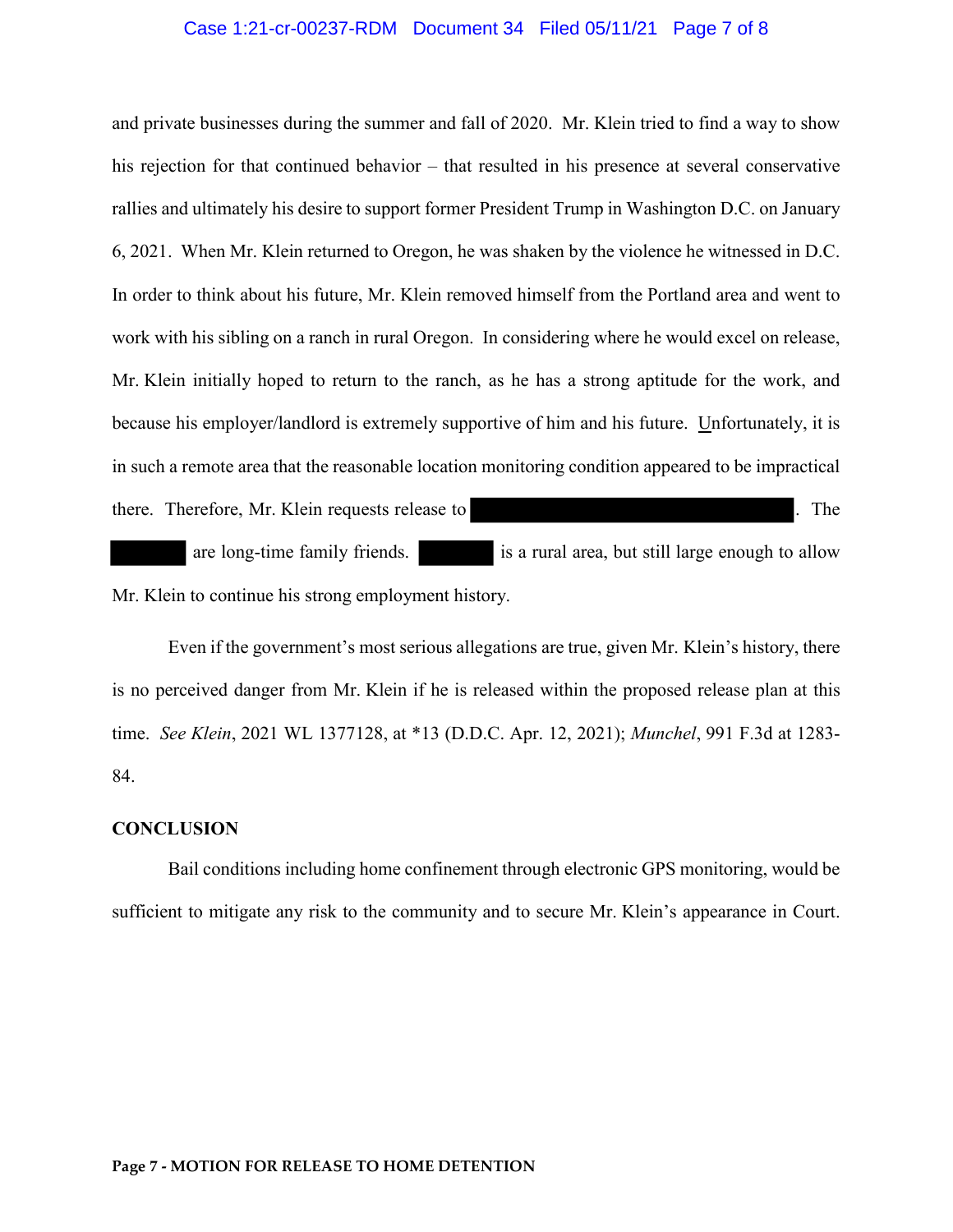and private businesses during the summer and fall of 2020. Mr. Klein tried to find a way to show his rejection for that continued behavior – that resulted in his presence at several conservative rallies and ultimately his desire to support former President Trump in Washington D.C. on January 6, 2021. When Mr. Klein returned to Oregon, he was shaken by the violence he witnessed in D.C. In order to think about his future, Mr. Klein removed himself from the Portland area and went to work with his sibling on a ranch in rural Oregon. In considering where he would excel on release, Mr. Klein initially hoped to return to the ranch, as he has a strong aptitude for the work, and because his employer/landlord is extremely supportive of him and his future. Unfortunately, it is in such a remote area that the reasonable location monitoring condition appeared to be impractical there. Therefore, Mr. Klein requests release to [REDACTED]. The [REDACTED] are long-time family friends. [REDACTED] is a rural area, but still large enough to allow Mr. Klein to continue his strong employment history.

Even if the government's most serious allegations are true, given Mr. Klein's history, there is no perceived danger from Mr. Klein if he is released within the proposed release plan at this time. *See Klein*, 2021 WL 1377128, at *13 (D.D.C. Apr. 12, 2021); *Munchel*, 991 F.3d at 1283-84.

**CONCLUSION**

Bail conditions including home confinement through electronic GPS monitoring, would be sufficient to mitigate any risk to the community and to secure Mr. Klein's appearance in Court.

**Page 7 - MOTION FOR RELEASE TO HOME DETENTION**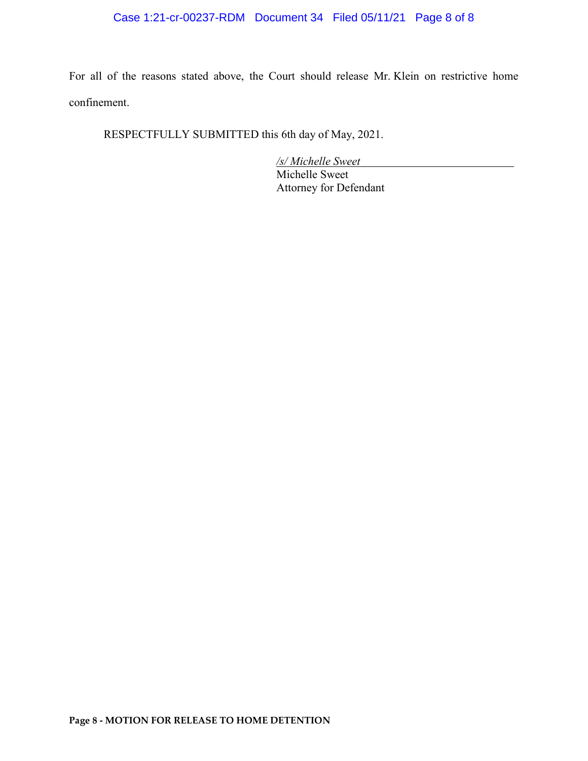For all of the reasons stated above, the Court should release Mr. Klein on restrictive home confinement.

RESPECTFULLY SUBMITTED this 6th day of May, 2021.

*/s/ Michelle Sweet*
Michelle Sweet
Attorney for Defendant